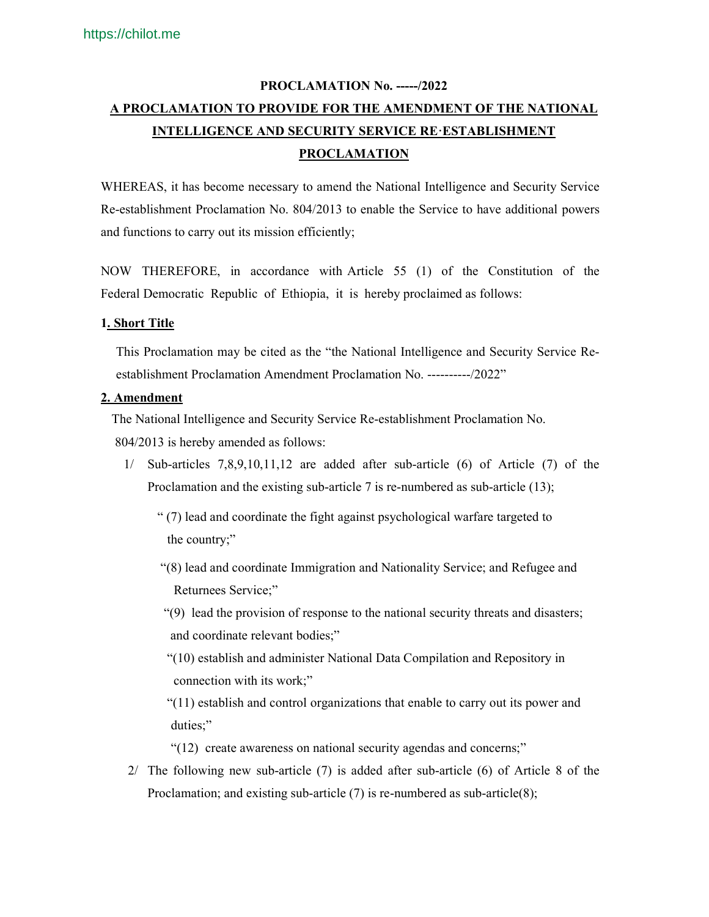https://chilot.me

**PROCLAMATION No. -----/2022**

**A PROCLAMATION TO PROVIDE FOR THE AMENDMENT OF THE NATIONAL INTELLIGENCE AND SECURITY SERVICE RE·ESTABLISHMENT PROCLAMATION**

WHEREAS, it has become necessary to amend the National Intelligence and Security Service Re-establishment Proclamation No. 804/2013 to enable the Service to have additional powers and functions to carry out its mission efficiently;

NOW THEREFORE, in accordance with Article 55 (1) of the Constitution of the Federal Democratic Republic of Ethiopia, it is hereby proclaimed as follows:

**1. Short Title**

This Proclamation may be cited as the "the National Intelligence and Security Service Re-establishment Proclamation Amendment Proclamation No. ----------/2022"

**2. Amendment**

The National Intelligence and Security Service Re-establishment Proclamation No. 804/2013 is hereby amended as follows:

1/ Sub-articles 7,8,9,10,11,12 are added after sub-article (6) of Article (7) of the Proclamation and the existing sub-article 7 is re-numbered as sub-article (13);

" (7) lead and coordinate the fight against psychological warfare targeted to the country;"

"(8) lead and coordinate Immigration and Nationality Service; and Refugee and Returnees Service;"

"(9) lead the provision of response to the national security threats and disasters; and coordinate relevant bodies;"

"(10) establish and administer National Data Compilation and Repository in connection with its work;"

"(11) establish and control organizations that enable to carry out its power and duties;"

"(12) create awareness on national security agendas and concerns;"

2/ The following new sub-article (7) is added after sub-article (6) of Article 8 of the Proclamation; and existing sub-article (7) is re-numbered as sub-article(8);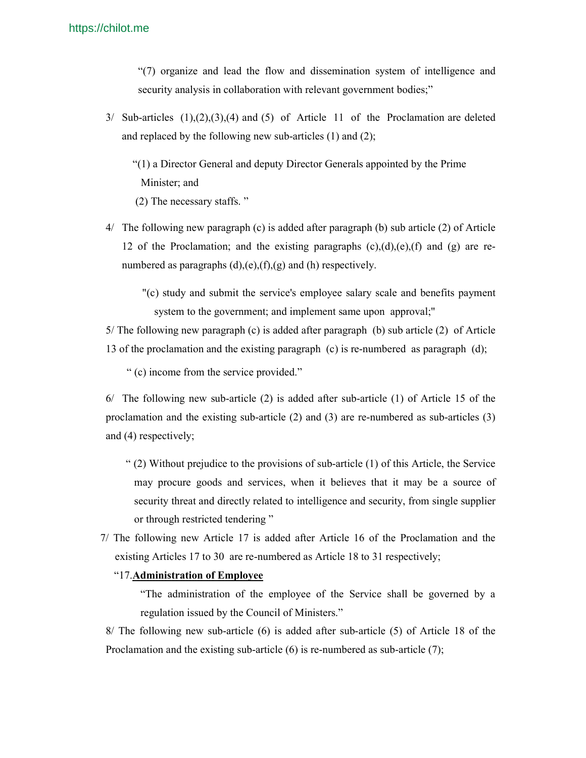"(7) organize and lead the flow and dissemination system of intelligence and security analysis in collaboration with relevant government bodies;"

3/ Sub-articles (1),(2),(3),(4) and (5) of Article 11 of the Proclamation are deleted and replaced by the following new sub-articles (1) and (2);

"(1) a Director General and deputy Director Generals appointed by the Prime Minister; and

(2) The necessary staffs. "

4/ The following new paragraph (c) is added after paragraph (b) sub article (2) of Article 12 of the Proclamation; and the existing paragraphs (c),(d),(e),(f) and (g) are re-numbered as paragraphs (d),(e),(f),(g) and (h) respectively.

"(c) study and submit the service's employee salary scale and benefits payment system to the government; and implement same upon approval;"

5/ The following new paragraph (c) is added after paragraph (b) sub article (2) of Article 13 of the proclamation and the existing paragraph (c) is re-numbered as paragraph (d);

" (c) income from the service provided."

6/ The following new sub-article (2) is added after sub-article (1) of Article 15 of the proclamation and the existing sub-article (2) and (3) are re-numbered as sub-articles (3) and (4) respectively;

" (2) Without prejudice to the provisions of sub-article (1) of this Article, the Service may procure goods and services, when it believes that it may be a source of security threat and directly related to intelligence and security, from single supplier or through restricted tendering "

7/ The following new Article 17 is added after Article 16 of the Proclamation and the existing Articles 17 to 30 are re-numbered as Article 18 to 31 respectively;

"17.**Administration of Employee**

"The administration of the employee of the Service shall be governed by a regulation issued by the Council of Ministers."

8/ The following new sub-article (6) is added after sub-article (5) of Article 18 of the Proclamation and the existing sub-article (6) is re-numbered as sub-article (7);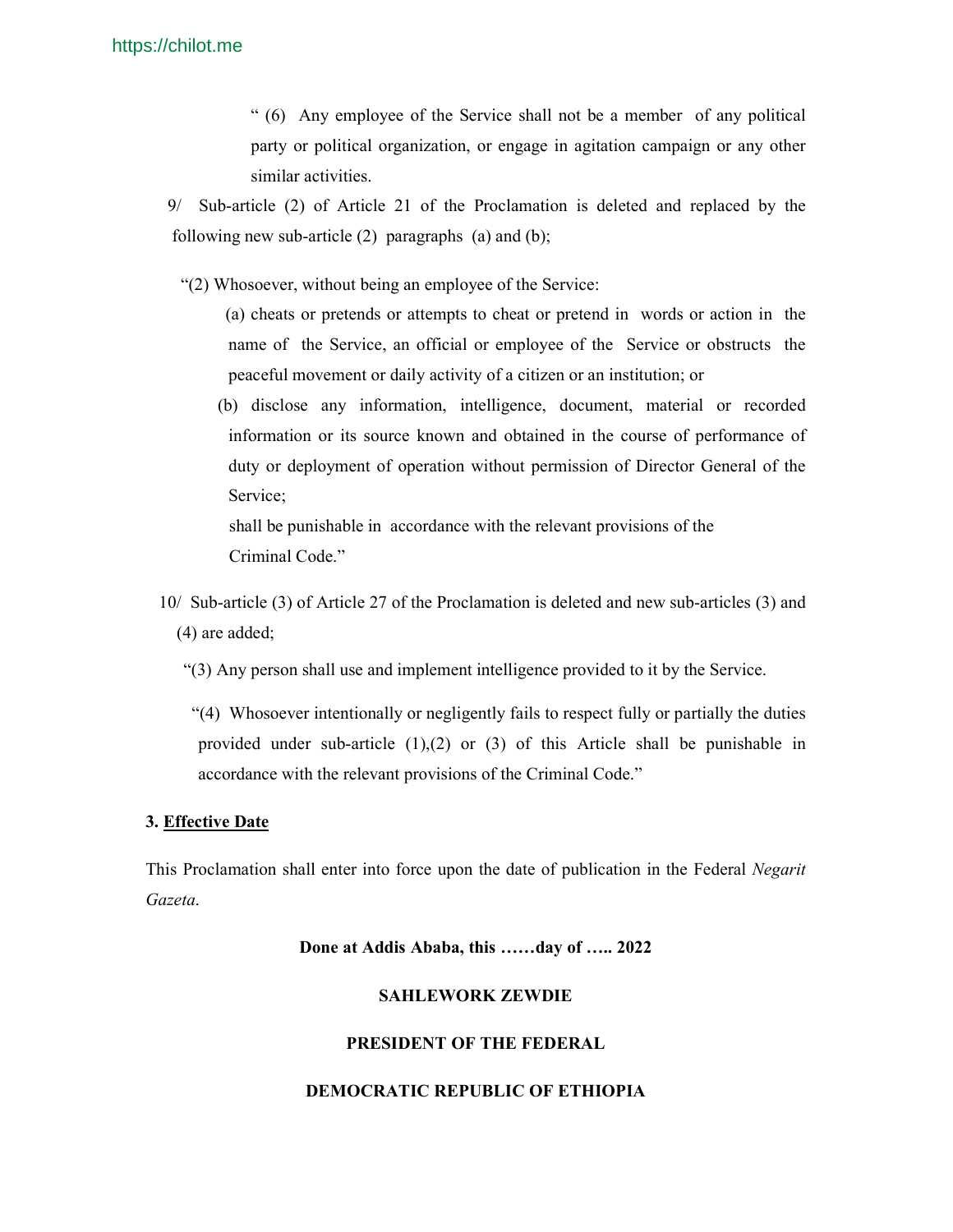" (6) Any employee of the Service shall not be a member of any political party or political organization, or engage in agitation campaign or any other similar activities.

9/ Sub-article (2) of Article 21 of the Proclamation is deleted and replaced by the following new sub-article (2) paragraphs (a) and (b);

"(2) Whosoever, without being an employee of the Service:

(a) cheats or pretends or attempts to cheat or pretend in words or action in the name of the Service, an official or employee of the Service or obstructs the peaceful movement or daily activity of a citizen or an institution; or

(b) disclose any information, intelligence, document, material or recorded information or its source known and obtained in the course of performance of duty or deployment of operation without permission of Director General of the Service;

shall be punishable in accordance with the relevant provisions of the Criminal Code."

10/ Sub-article (3) of Article 27 of the Proclamation is deleted and new sub-articles (3) and (4) are added;

"(3) Any person shall use and implement intelligence provided to it by the Service.

"(4) Whosoever intentionally or negligently fails to respect fully or partially the duties provided under sub-article (1),(2) or (3) of this Article shall be punishable in accordance with the relevant provisions of the Criminal Code."

**3. Effective Date**

This Proclamation shall enter into force upon the date of publication in the Federal *Negarit Gazeta*.

**Done at Addis Ababa, this ……day of ….. 2022**

**SAHLEWORK ZEWDIE**

**PRESIDENT OF THE FEDERAL**

**DEMOCRATIC REPUBLIC OF ETHIOPIA**